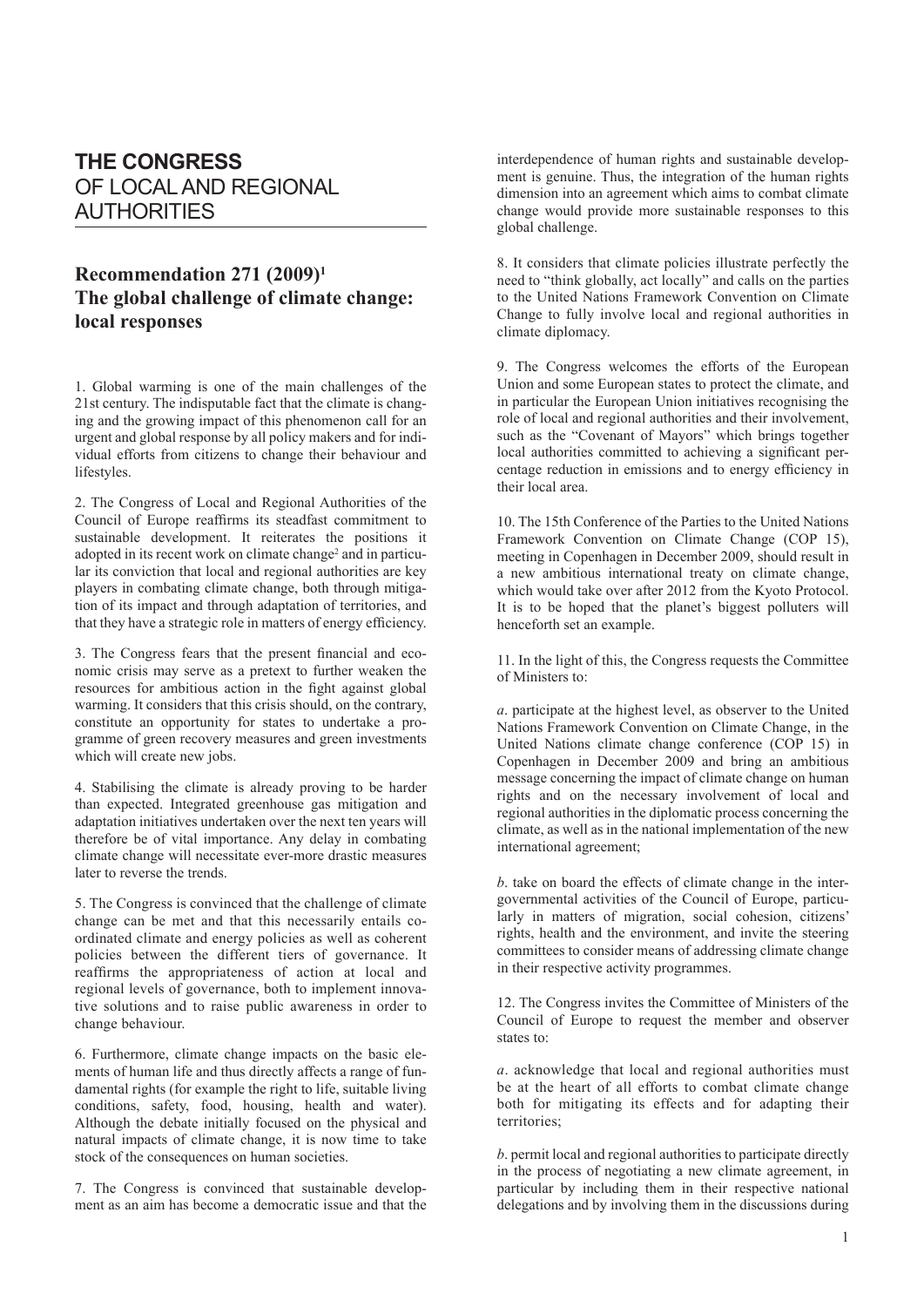# THE CONGRESS OF LOCAL AND REGIONAL AUTHORITIES

## Recommendation 271 (2009)[1]
## The global challenge of climate change: local responses

1. Global warming is one of the main challenges of the 21st century. The indisputable fact that the climate is changing and the growing impact of this phenomenon call for an urgent and global response by all policy makers and for individual efforts from citizens to change their behaviour and lifestyles.

2. The Congress of Local and Regional Authorities of the Council of Europe reaffirms its steadfast commitment to sustainable development. It reiterates the positions it adopted in its recent work on climate change[2] and in particular its conviction that local and regional authorities are key players in combating climate change, both through mitigation of its impact and through adaptation of territories, and that they have a strategic role in matters of energy efficiency.

3. The Congress fears that the present financial and economic crisis may serve as a pretext to further weaken the resources for ambitious action in the fight against global warming. It considers that this crisis should, on the contrary, constitute an opportunity for states to undertake a programme of green recovery measures and green investments which will create new jobs.

4. Stabilising the climate is already proving to be harder than expected. Integrated greenhouse gas mitigation and adaptation initiatives undertaken over the next ten years will therefore be of vital importance. Any delay in combating climate change will necessitate ever-more drastic measures later to reverse the trends.

5. The Congress is convinced that the challenge of climate change can be met and that this necessarily entails coordinated climate and energy policies as well as coherent policies between the different tiers of governance. It reaffirms the appropriateness of action at local and regional levels of governance, both to implement innovative solutions and to raise public awareness in order to change behaviour.

6. Furthermore, climate change impacts on the basic elements of human life and thus directly affects a range of fundamental rights (for example the right to life, suitable living conditions, safety, food, housing, health and water). Although the debate initially focused on the physical and natural impacts of climate change, it is now time to take stock of the consequences on human societies.

7. The Congress is convinced that sustainable development as an aim has become a democratic issue and that the interdependence of human rights and sustainable development is genuine. Thus, the integration of the human rights dimension into an agreement which aims to combat climate change would provide more sustainable responses to this global challenge.

8. It considers that climate policies illustrate perfectly the need to "think globally, act locally" and calls on the parties to the United Nations Framework Convention on Climate Change to fully involve local and regional authorities in climate diplomacy.

9. The Congress welcomes the efforts of the European Union and some European states to protect the climate, and in particular the European Union initiatives recognising the role of local and regional authorities and their involvement, such as the "Covenant of Mayors" which brings together local authorities committed to achieving a significant percentage reduction in emissions and to energy efficiency in their local area.

10. The 15th Conference of the Parties to the United Nations Framework Convention on Climate Change (COP 15), meeting in Copenhagen in December 2009, should result in a new ambitious international treaty on climate change, which would take over after 2012 from the Kyoto Protocol. It is to be hoped that the planet's biggest polluters will henceforth set an example.

11. In the light of this, the Congress requests the Committee of Ministers to:

*a*. participate at the highest level, as observer to the United Nations Framework Convention on Climate Change, in the United Nations climate change conference (COP 15) in Copenhagen in December 2009 and bring an ambitious message concerning the impact of climate change on human rights and on the necessary involvement of local and regional authorities in the diplomatic process concerning the climate, as well as in the national implementation of the new international agreement;

*b*. take on board the effects of climate change in the intergovernmental activities of the Council of Europe, particularly in matters of migration, social cohesion, citizens' rights, health and the environment, and invite the steering committees to consider means of addressing climate change in their respective activity programmes.

12. The Congress invites the Committee of Ministers of the Council of Europe to request the member and observer states to:

*a*. acknowledge that local and regional authorities must be at the heart of all efforts to combat climate change both for mitigating its effects and for adapting their territories;

*b*. permit local and regional authorities to participate directly in the process of negotiating a new climate agreement, in particular by including them in their respective national delegations and by involving them in the discussions during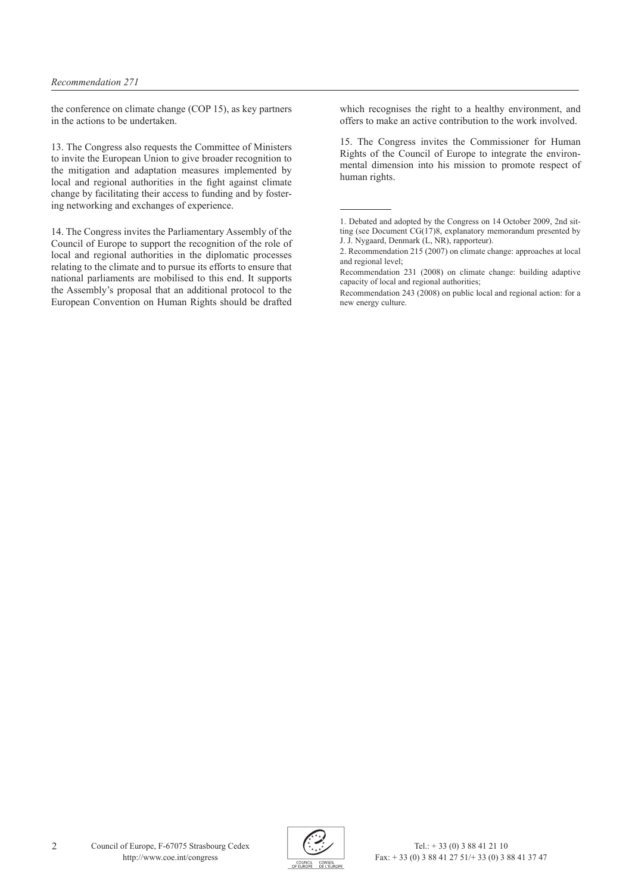the conference on climate change (COP 15), as key partners in the actions to be undertaken.

13. The Congress also requests the Committee of Ministers to invite the European Union to give broader recognition to the mitigation and adaptation measures implemented by local and regional authorities in the fight against climate change by facilitating their access to funding and by fostering networking and exchanges of experience.

14. The Congress invites the Parliamentary Assembly of the Council of Europe to support the recognition of the role of local and regional authorities in the diplomatic processes relating to the climate and to pursue its efforts to ensure that national parliaments are mobilised to this end. It supports the Assembly's proposal that an additional protocol to the European Convention on Human Rights should be drafted which recognises the right to a healthy environment, and offers to make an active contribution to the work involved.

15. The Congress invites the Commissioner for Human Rights of the Council of Europe to integrate the environmental dimension into his mission to promote respect of human rights.

---

1. Debated and adopted by the Congress on 14 October 2009, 2nd sitting (see Document CG(17)8, explanatory memorandum presented by J. J. Nygaard, Denmark (L, NR), rapporteur).

2. Recommendation 215 (2007) on climate change: approaches at local and regional level;

Recommendation 231 (2008) on climate change: building adaptive capacity of local and regional authorities;

Recommendation 243 (2008) on public local and regional action: for a new energy culture.